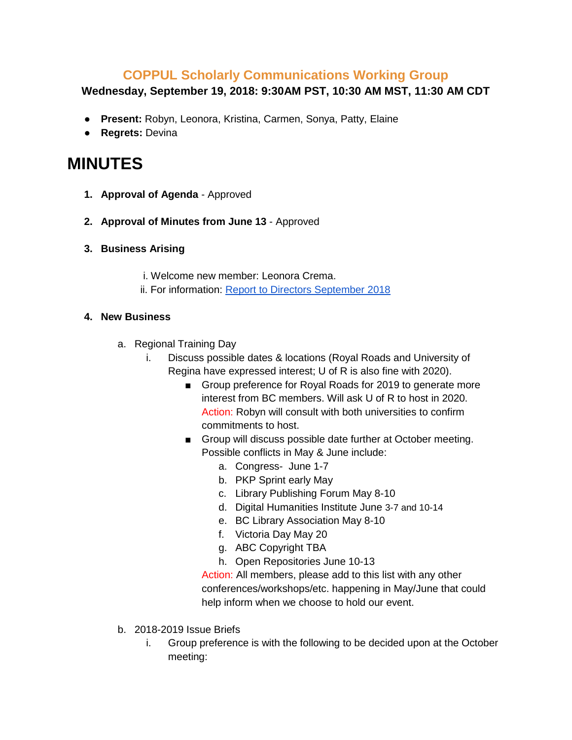## COPPUL Scholarly Communications Working Group

**Wednesday, September 19, 2018: 9:30AM PST, 10:30 AM MST, 11:30 AM CDT**

- **Present:** Robyn, Leonora, Kristina, Carmen, Sonya, Patty, Elaine
- **Regrets:** Devina

# MINUTES

1. **Approval of Agenda** - Approved

2. **Approval of Minutes from June 13** - Approved

3. **Business Arising**

   i. Welcome new member: Leonora Crema.
   ii. For information: [Report to Directors September 2018]()

4. **New Business**

   a. Regional Training Day
      i. Discuss possible dates & locations (Royal Roads and University of Regina have expressed interest; U of R is also fine with 2020).
         - Group preference for Royal Roads for 2019 to generate more interest from BC members. Will ask U of R to host in 2020. Action: Robyn will consult with both universities to confirm commitments to host.
         - Group will discuss possible date further at October meeting. Possible conflicts in May & June include:
            a. Congress- June 1-7
            b. PKP Sprint early May
            c. Library Publishing Forum May 8-10
            d. Digital Humanities Institute June 3-7 and 10-14
            e. BC Library Association May 8-10
            f. Victoria Day May 20
            g. ABC Copyright TBA
            h. Open Repositories June 10-13

           Action: All members, please add to this list with any other conferences/workshops/etc. happening in May/June that could help inform when we choose to hold our event.

   b. 2018-2019 Issue Briefs
      i. Group preference is with the following to be decided upon at the October meeting: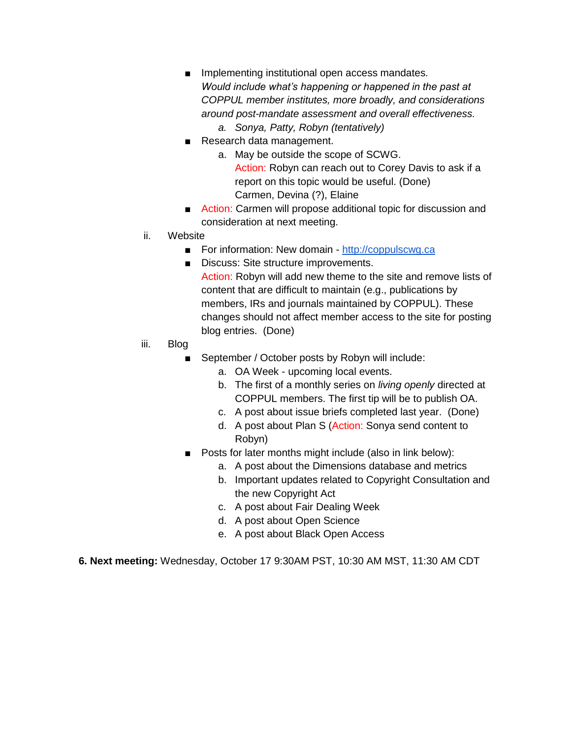- Implementing institutional open access mandates.
  *Would include what's happening or happened in the past at COPPUL member institutes, more broadly, and considerations around post-mandate assessment and overall effectiveness.*
  a. *Sonya, Patty, Robyn (tentatively)*
- Research data management.
  a. May be outside the scope of SCWG.
     Action: Robyn can reach out to Corey Davis to ask if a report on this topic would be useful. (Done)
     Carmen, Devina (?), Elaine
- Action: Carmen will propose additional topic for discussion and consideration at next meeting.

ii. Website

- For information: New domain - [http://coppulscwg.ca](http://coppulscwg.ca)
- Discuss: Site structure improvements.
  Action: Robyn will add new theme to the site and remove lists of content that are difficult to maintain (e.g., publications by members, IRs and journals maintained by COPPUL). These changes should not affect member access to the site for posting blog entries. (Done)

iii. Blog

- September / October posts by Robyn will include:
  a. OA Week - upcoming local events.
  b. The first of a monthly series on *living openly* directed at COPPUL members. The first tip will be to publish OA.
  c. A post about issue briefs completed last year. (Done)
  d. A post about Plan S (Action: Sonya send content to Robyn)
- Posts for later months might include (also in link below):
  a. A post about the Dimensions database and metrics
  b. Important updates related to Copyright Consultation and the new Copyright Act
  c. A post about Fair Dealing Week
  d. A post about Open Science
  e. A post about Black Open Access

**6. Next meeting:** Wednesday, October 17 9:30AM PST, 10:30 AM MST, 11:30 AM CDT